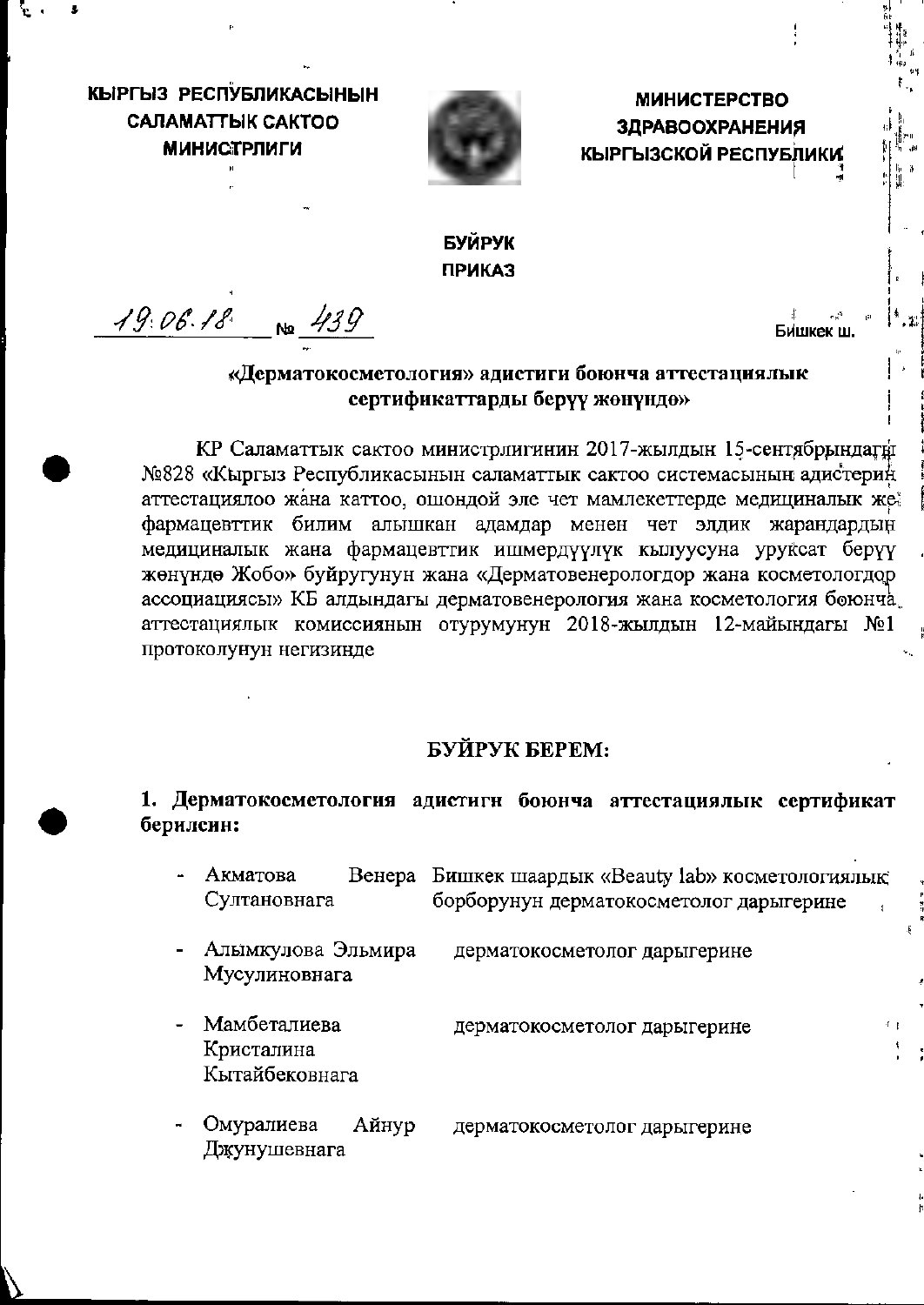**КЫРГЫЗ РЕСПУБЛИКАСЫНЫН САЛАМАТТЫК САКТОО МИНИСТРЛИГИ**

**МИНИСТЕРСТВО ЗДРАВООХРАНЕНИЯ КЫРГЫЗСКОЙ РЕСПУБЛИКИ**

**БУЙРУК**
**ПРИКАЗ**

19.06.18 № 439 Бишкек ш.

**«Дерматокосметология» адистиги боюнча аттестациялык сертификаттарды берүү жөнүндө»**

КР Саламаттык сактоо министрлигинин 2017-жылдын 15-сентябрындагы №828 «Кыргыз Республикасынын саламаттык сактоо системасынын адистерин аттестациялоо жана каттоо, ошондой эле чет мамлекеттерде медициналык же фармацевттик билим алышкан адамдар менен чет элдик жарандардын медициналык жана фармацевттик ишмердүүлүк кылуусуна уруксат берүү жөнүндө Жобо» буйругунун жана «Дерматовенерологдор жана косметологдор ассоциациясы» КБ алдындагы дерматовенерология жана косметология боюнча аттестациялык комиссиянын отурумунун 2018-жылдын 12-майындагы №1 протоколунун негизинде

**БУЙРУК БЕРЕМ:**

**1. Дерматокосметология адистиги боюнча аттестациялык сертификат берилсин:**

- Акматова Венера Султановнага — Бишкек шаардык «Beauty lab» косметологиялык борборунун дерматокосметолог дарыгерине
- Алымкулова Эльмира Мусулиновнага — дерматокосметолог дарыгерине
- Мамбеталиева Кристалина Кытайбековнага — дерматокосметолог дарыгерине
- Омуралиева Айнур Джунушевнага — дерматокосметолог дарыгерине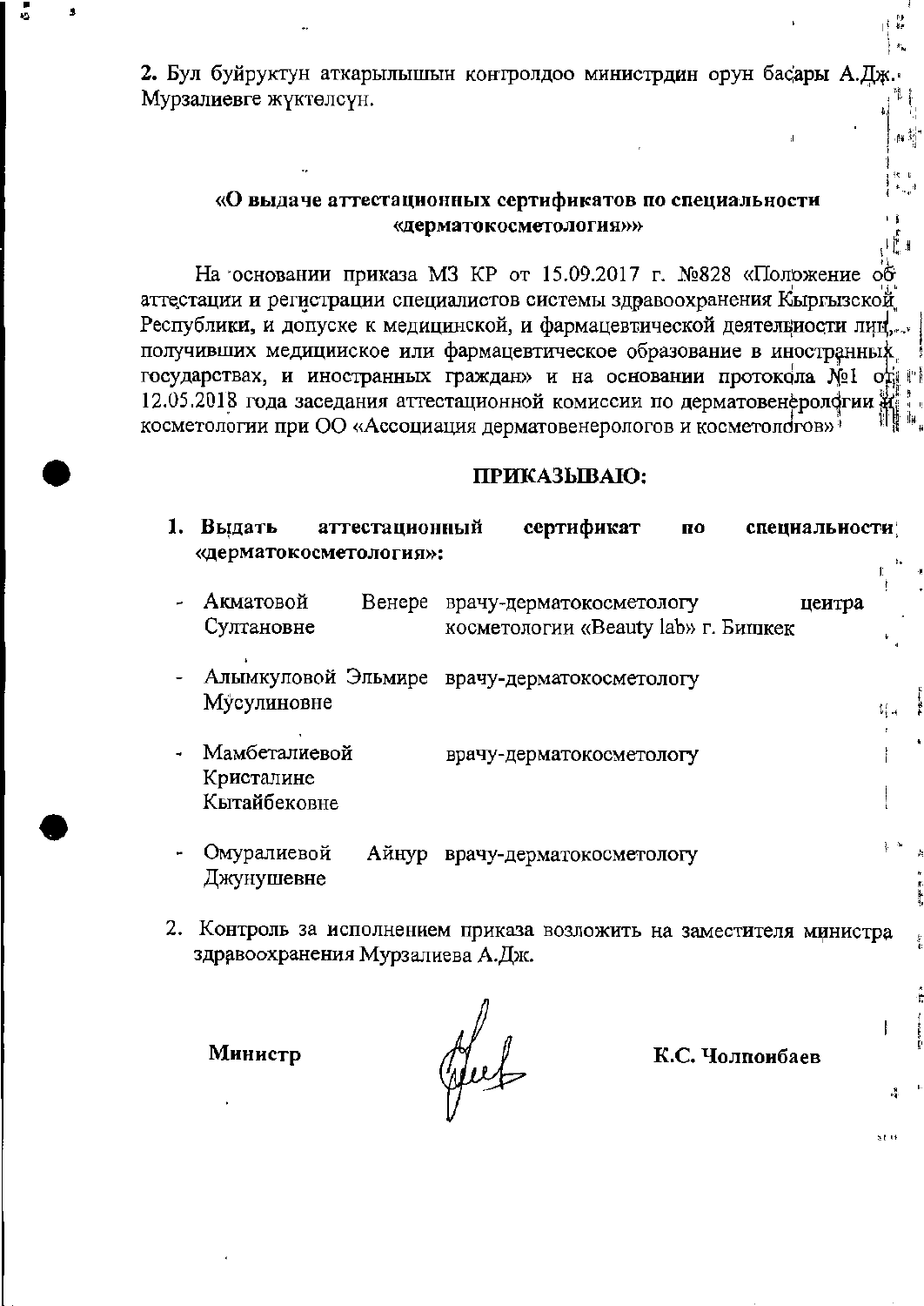2. Бул буйруктун аткарылышын контролдоо министрдин орун басары А.Дж. Мурзалиевге жүктөлсүн.

**«О выдаче аттестационных сертификатов по специальности «дерматокосметология»»**

На основании приказа МЗ КР от 15.09.2017 г. №828 «Положение об аттестации и регистрации специалистов системы здравоохранения Кыргызской Республики, и допуске к медицинской, и фармацевтической деятельности лиц, получивших медицинское или фармацевтическое образование в иностранных государствах, и иностранных граждан» и на основании протокола №1 от 12.05.2018 года заседания аттестационной комиссии по дерматовенерологии и косметологии при ОО «Ассоциация дерматовенерологов и косметологов»

**ПРИКАЗЫВАЮ:**

1. **Выдать аттестационный сертификат по специальности «дерматокосметология»:**

- Акматовой Венере Султановне — врачу-дерматокосметологу центра косметологии «Beauty lab» г. Бишкек
- Алымкуловой Эльмире Мусулиновне — врачу-дерматокосметологу
- Мамбеталиевой Кристалине Кытайбековне — врачу-дерматокосметологу
- Омуралиевой Айнур Джунушевне — врачу-дерматокосметологу

2. Контроль за исполнением приказа возложить на заместителя министра здравоохранения Мурзалиева А.Дж.

**Министр** **К.С. Чолпонбаев**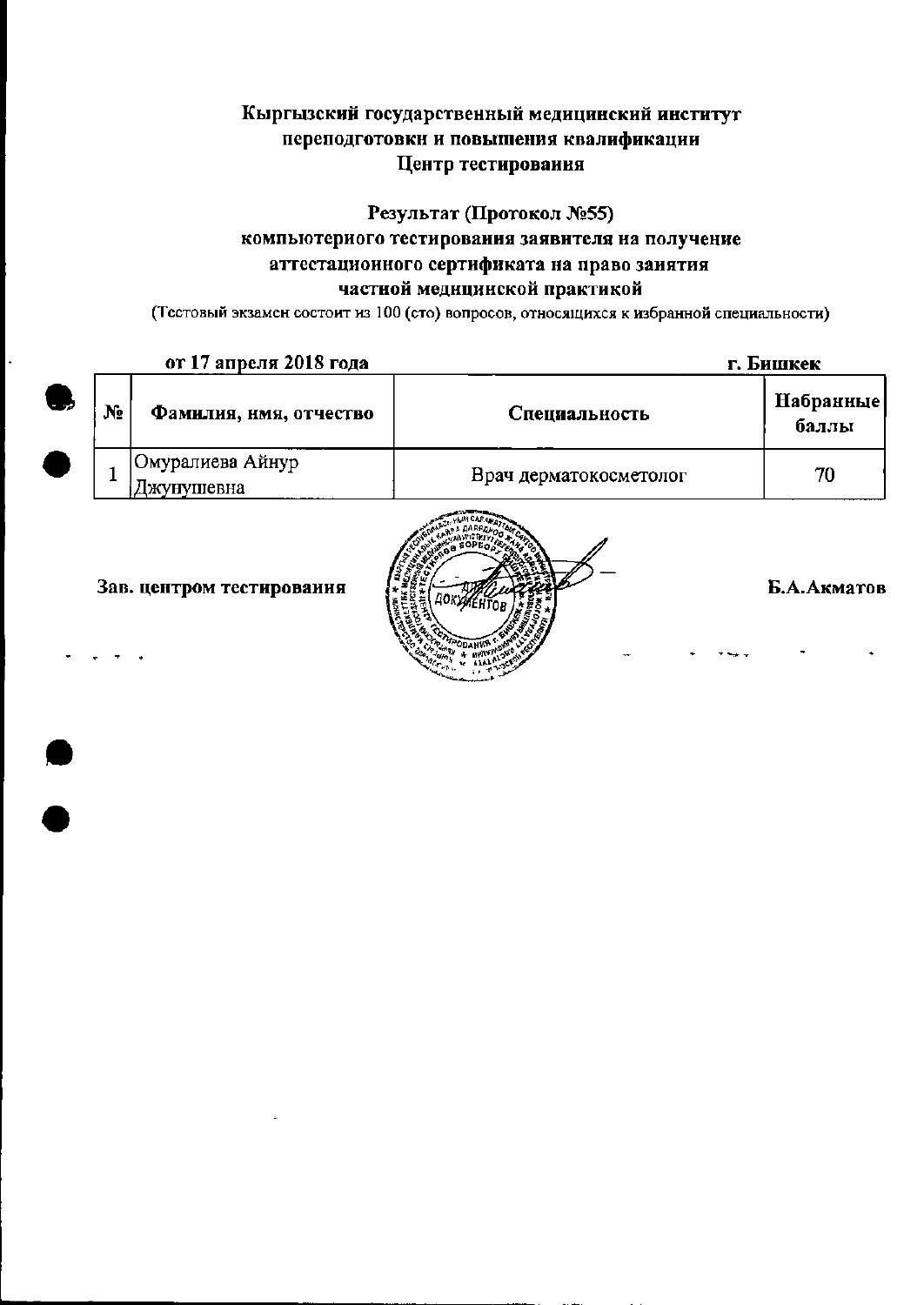**Кыргызский государственный медицинский институт переподготовки и повышения квалификации Центр тестирования**

**Результат (Протокол №55) компьютерного тестирования заявителя на получение аттестационного сертификата на право занятия частной медицинской практикой**

(Тестовый экзамен состоит из 100 (сто) вопросов, относящихся к избранной специальности)

**от 17 апреля 2018 года** **г. Бишкек**

| № | Фамилия, имя, отчество | Специальность | Набранные баллы |
|---|---|---|---|
| 1 | Омуралиева Айнур Джунушевна | Врач дерматокосметолог | 70 |

**Зав. центром тестирования** **Б.А.Акматов**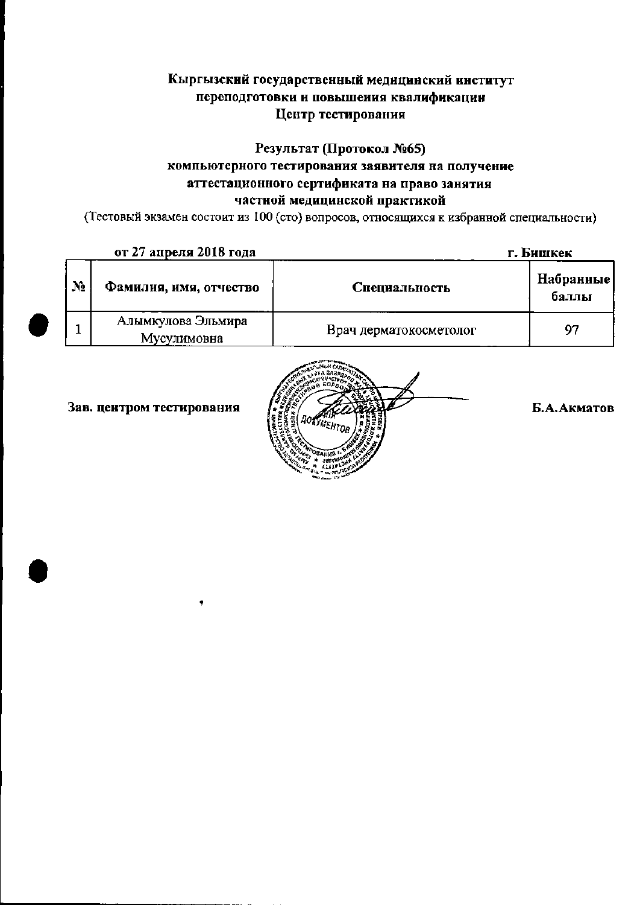**Кыргызский государственный медицинский институт**
**переподготовки и повышения квалификации**
**Центр тестирования**

**Результат (Протокол №65)**
**компьютерного тестирования заявителя на получение**
**аттестационного сертификата на право занятия**
**частной медицинской практикой**

(Тестовый экзамен состоит из 100 (сто) вопросов, относящихся к избранной специальности)

**от 27 апреля 2018 года** **г. Бишкек**

| № | Фамилия, имя, отчество | Специальность | Набранные баллы |
|---|---|---|---|
| 1 | Алымкулова Эльмира Мусулимовна | Врач дерматокосметолог | 97 |

**Зав. центром тестирования** **Б.А.Акматов**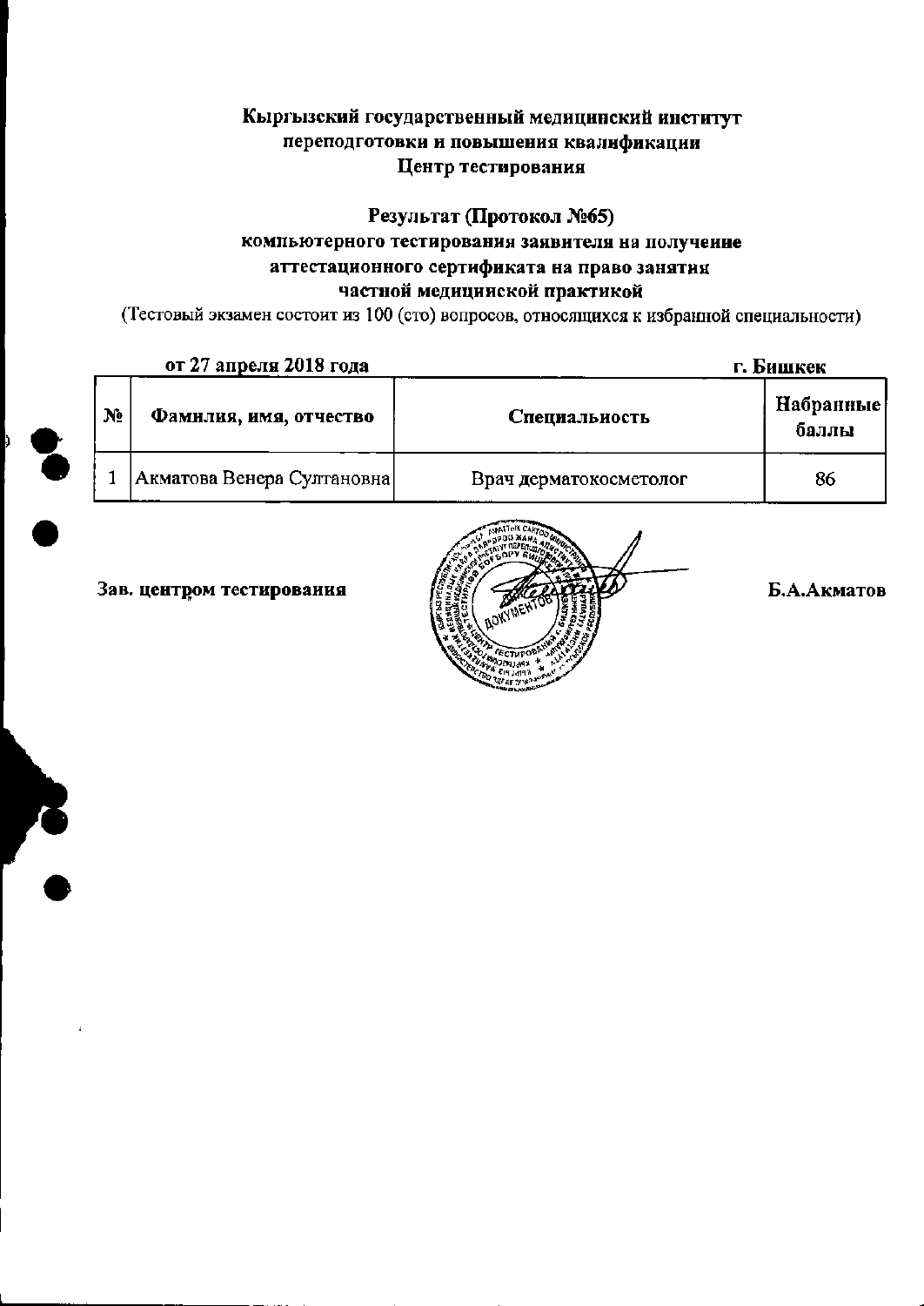**Кыргызский государственный медицинский институт**
**переподготовки и повышения квалификации**
**Центр тестирования**

**Результат (Протокол №65)**
**компьютерного тестирования заявителя на получение**
**аттестационного сертификата на право занятия**
**частной медицинской практикой**

(Тестовый экзамен состоит из 100 (сто) вопросов, относящихся к избранной специальности)

**от 27 апреля 2018 года** **г. Бишкек**

| № | Фамилия, имя, отчество | Специальность | Набранные баллы |
|---|---|---|---|
| 1 | Акматова Венера Султановна | Врач дерматокосметолог | 86 |

**Зав. центром тестирования** **Б.А.Акматов**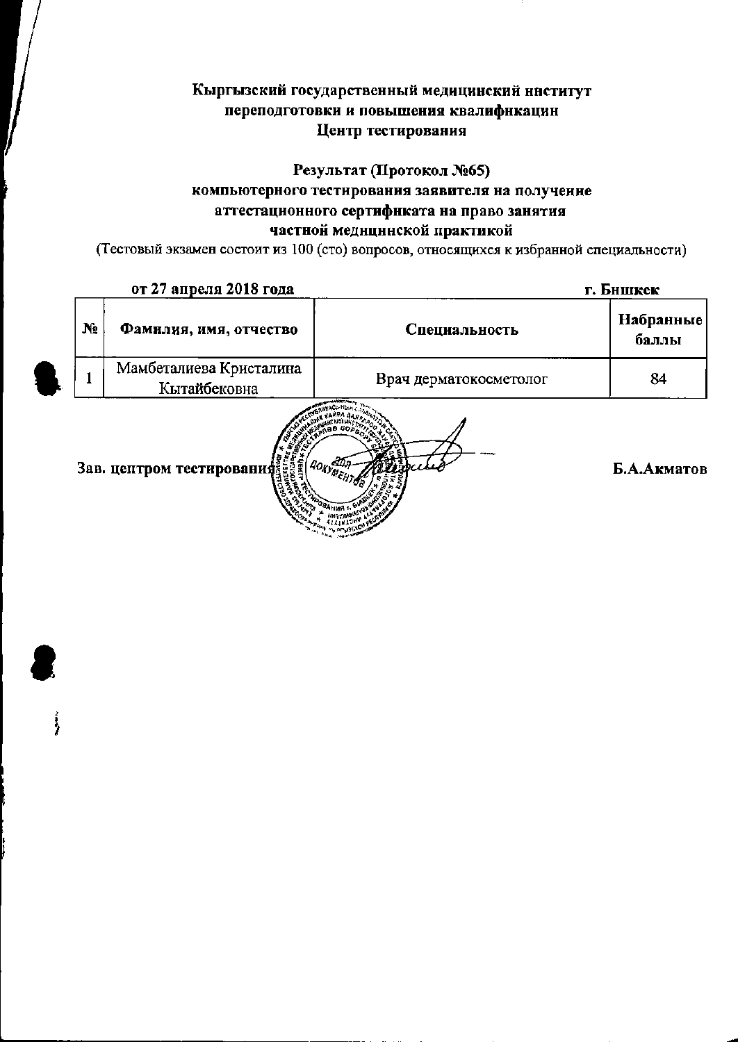**Кыргызский государственный медицинский институт**
**переподготовки и повышения квалификации**
**Центр тестирования**

**Результат (Протокол №65)**
**компьютерного тестирования заявителя на получение**
**аттестационного сертификата на право занятия**
**частной медицинской практикой**

(Тестовый экзамен состоит из 100 (сто) вопросов, относящихся к избранной специальности)

**от 27 апреля 2018 года** **г. Бишкек**

| № | Фамилия, имя, отчество | Специальность | Набранные баллы |
|---|---|---|---|
| 1 | Мамбеталиева Кристалина Кытайбековна | Врач дерматокосметолог | 84 |

**Зав. центром тестирования** **Б.А.Акматов**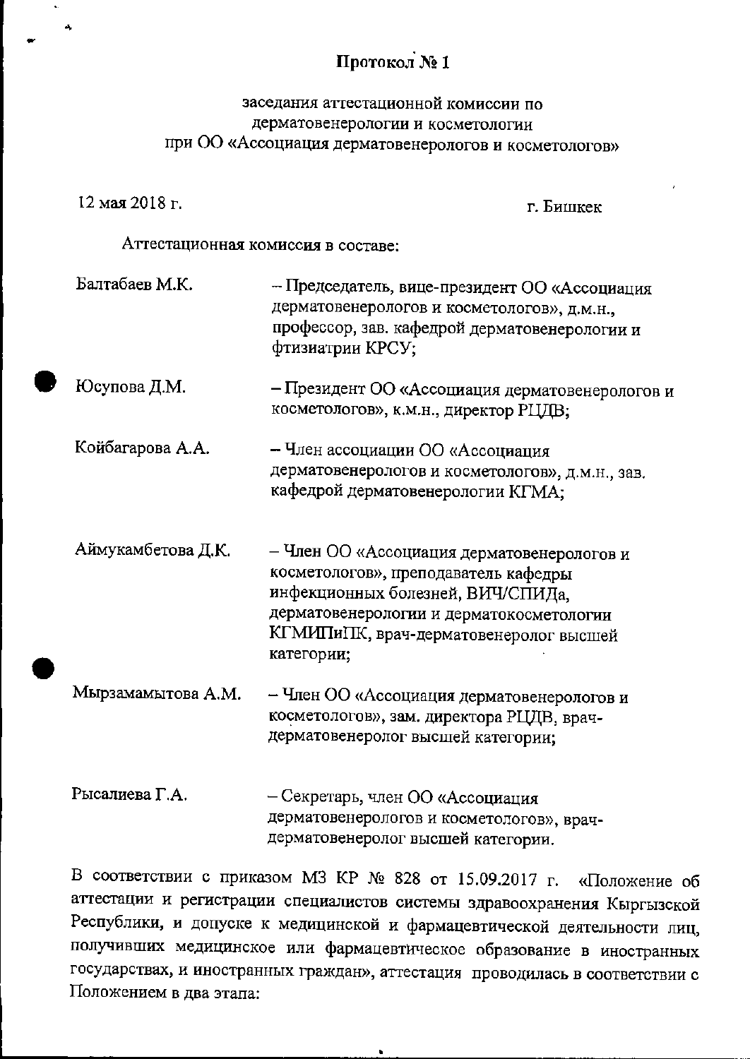# Протокол № 1

заседания аттестационной комиссии по
дерматовенерологии и косметологии
при ОО «Ассоциация дерматовенерологов и косметологов»

12 мая 2018 г. г. Бишкек

Аттестационная комиссия в составе:

| | |
|---|---|
| Балтабаев М.К. | – Председатель, вице-президент ОО «Ассоциация дерматовенерологов и косметологов», д.м.н., профессор, зав. кафедрой дерматовенерологии и фтизиатрии КРСУ; |
| Юсупова Д.М. | – Президент ОО «Ассоциация дерматовенерологов и косметологов», к.м.н., директор РЦДВ; |
| Койбагарова А.А. | – Член ассоциации ОО «Ассоциация дерматовенерологов и косметологов», д.м.н., зав. кафедрой дерматовенерологии КГМА; |
| Аймукамбетова Д.К. | – Член ОО «Ассоциация дерматовенерологов и косметологов», преподаватель кафедры инфекционных болезней, ВИЧ/СПИДа, дерматовенерологии и дерматокосметологии КГМИПиПК, врач-дерматовенеролог высшей категории; |
| Мырзамамытова А.М. | – Член ОО «Ассоциация дерматовенерологов и косметологов», зам. директора РЦДВ, врач-дерматовенеролог высшей категории; |
| Рысалиева Г.А. | – Секретарь, член ОО «Ассоциация дерматовенерологов и косметологов», врач-дерматовенеролог высшей категории. |

В соответствии с приказом МЗ КР № 828 от 15.09.2017 г. «Положение об аттестации и регистрации специалистов системы здравоохранения Кыргызской Республики, и допуске к медицинской и фармацевтической деятельности лиц, получивших медицинское или фармацевтическое образование в иностранных государствах, и иностранных граждан», аттестация проводилась в соответствии с Положением в два этапа: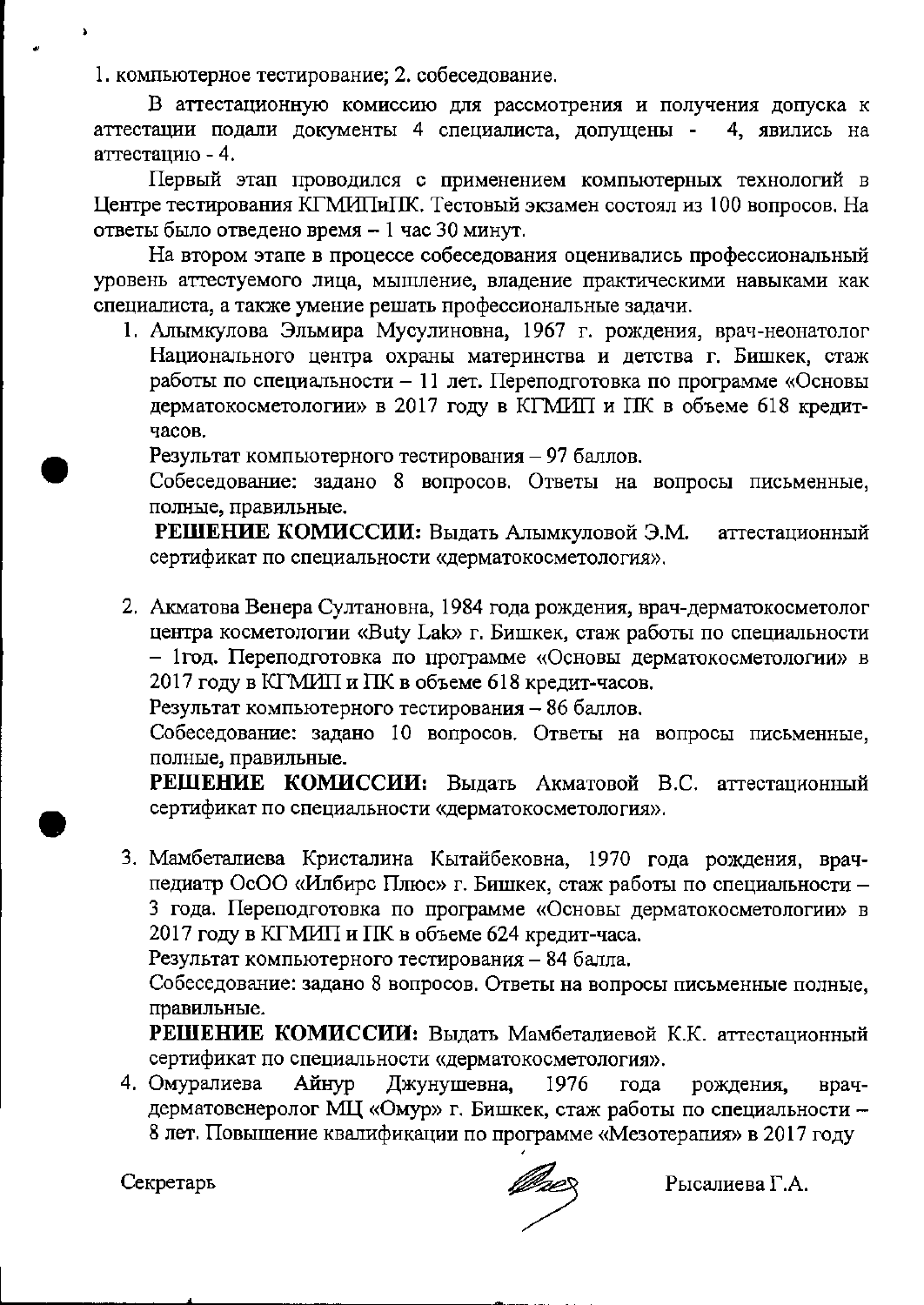1. компьютерное тестирование; 2. собеседование.

В аттестационную комиссию для рассмотрения и получения допуска к аттестации подали документы 4 специалиста, допущены - 4, явились на аттестацию - 4.

Первый этап проводился с применением компьютерных технологий в Центре тестирования КГМИПиПК. Тестовый экзамен состоял из 100 вопросов. На ответы было отведено время – 1 час 30 минут.

На втором этапе в процессе собеседования оценивались профессиональный уровень аттестуемого лица, мышление, владение практическими навыками как специалиста, а также умение решать профессиональные задачи.

1. Алымкулова Эльмира Мусулиновна, 1967 г. рождения, врач-неонатолог Национального центра охраны материнства и детства г. Бишкек, стаж работы по специальности – 11 лет. Переподготовка по программе «Основы дерматокосметологии» в 2017 году в КГМИП и ПК в объеме 618 кредит-часов.

   Результат компьютерного тестирования – 97 баллов.

   Собеседование: задано 8 вопросов. Ответы на вопросы письменные, полные, правильные.

   **РЕШЕНИЕ КОМИССИИ:** Выдать Алымкуловой Э.М. аттестационный сертификат по специальности «дерматокосметология».

2. Акматова Венера Султановна, 1984 года рождения, врач-дерматокосметолог центра косметологии «Buty Lak» г. Бишкек, стаж работы по специальности – 1год. Переподготовка по программе «Основы дерматокосметологии» в 2017 году в КГМИП и ПК в объеме 618 кредит-часов.

   Результат компьютерного тестирования – 86 баллов.

   Собеседование: задано 10 вопросов. Ответы на вопросы письменные, полные, правильные.

   **РЕШЕНИЕ КОМИССИИ:** Выдать Акматовой В.С. аттестационный сертификат по специальности «дерматокосметология».

3. Мамбеталиева Кристалина Кытайбековна, 1970 года рождения, врач-педиатр ОсОО «Илбирс Плюс» г. Бишкек, стаж работы по специальности – 3 года. Переподготовка по программе «Основы дерматокосметологии» в 2017 году в КГМИП и ПК в объеме 624 кредит-часа.

   Результат компьютерного тестирования – 84 балла.

   Собеседование: задано 8 вопросов. Ответы на вопросы письменные полные, правильные.

   **РЕШЕНИЕ КОМИССИИ:** Выдать Мамбеталиевой К.К. аттестационный сертификат по специальности «дерматокосметология».

4. Омуралиева Айнур Джунушевна, 1976 года рождения, врач-дерматовенеролог МЦ «Омур» г. Бишкек, стаж работы по специальности – 8 лет. Повышение квалификации по программе «Мезотерапия» в 2017 году

Секретарь Рысалиева Г.А.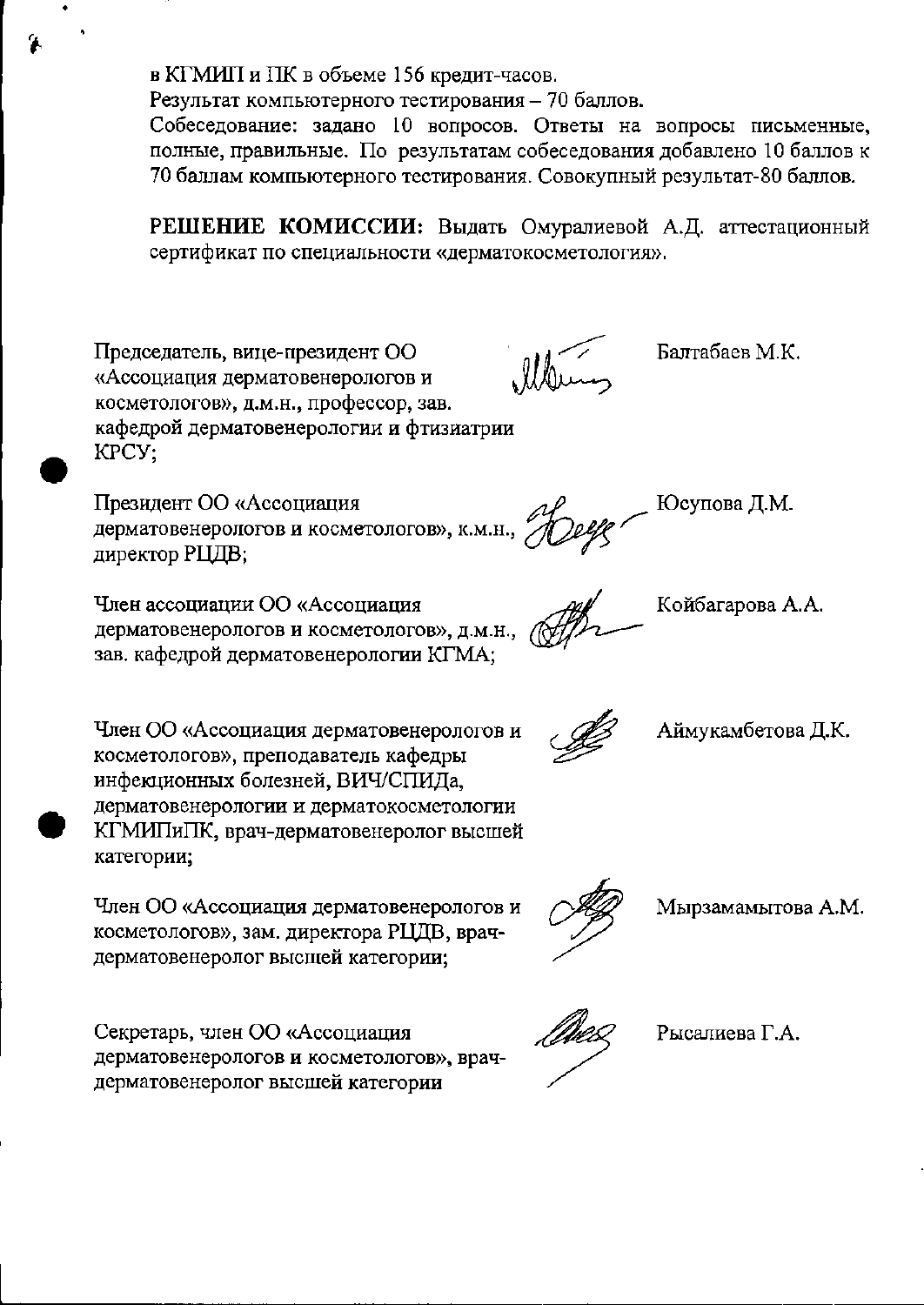в КГМИП и ПК в объеме 156 кредит-часов.
Результат компьютерного тестирования – 70 баллов.
Собеседование: задано 10 вопросов. Ответы на вопросы письменные, полные, правильные. По результатам собеседования добавлено 10 баллов к 70 баллам компьютерного тестирования. Совокупный результат-80 баллов.

**РЕШЕНИЕ КОМИССИИ:** Выдать Омуралиевой А.Д. аттестационный сертификат по специальности «дерматокосметология».

Председатель, вице-президент ОО «Ассоциация дерматовенерологов и косметологов», д.м.н., профессор, зав. кафедрой дерматовенерологии и фтизиатрии КРСУ; — Балтабаев М.К.

Президент ОО «Ассоциация дерматовенерологов и косметологов», к.м.н., директор РЦДВ; — Юсупова Д.М.

Член ассоциации ОО «Ассоциация дерматовенерологов и косметологов», д.м.н., зав. кафедрой дерматовенерологии КГМА; — Койбагарова А.А.

Член ОО «Ассоциация дерматовенерологов и косметологов», преподаватель кафедры инфекционных болезней, ВИЧ/СПИДа, дерматовенерологии и дерматокосметологии КГМИПиПК, врач-дерматовенеролог высшей категории; — Аймукамбетова Д.К.

Член ОО «Ассоциация дерматовенерологов и косметологов», зам. директора РЦДВ, врач-дерматовенеролог высшей категории; — Мырзамамытова А.М.

Секретарь, член ОО «Ассоциация дерматовенерологов и косметологов», врач-дерматовенеролог высшей категории — Рысалиева Г.А.